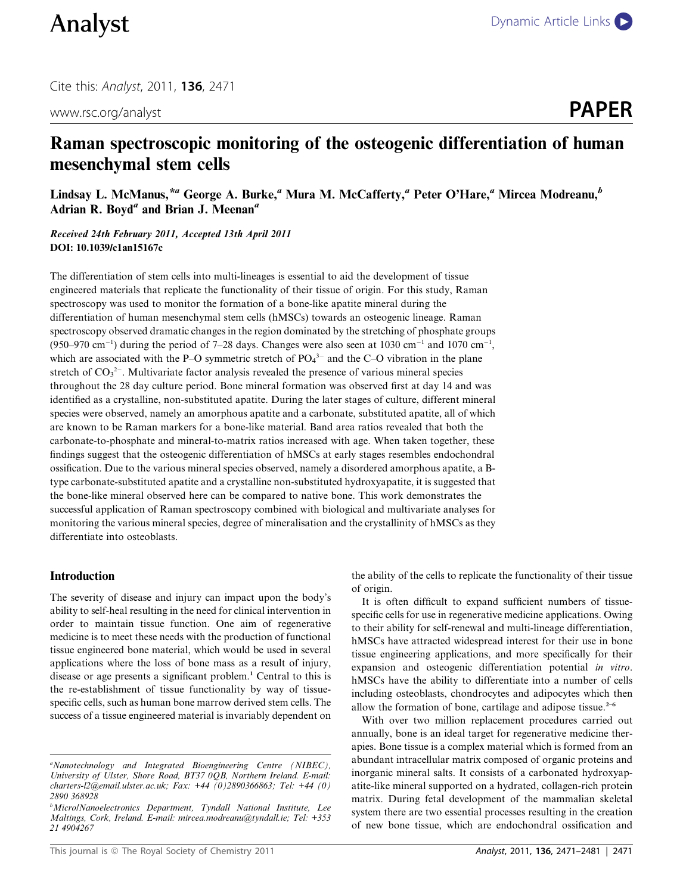# Raman spectroscopic monitoring of the osteogenic differentiation of human mesenchymal stem cells

Lindsay L. McManus,*[a] George A. Burke,[a] Mura M. McCafferty,[a] Peter O'Hare,[a] Mircea Modreanu,[b] Adrian R. Boyd[a] and Brian J. Meenan[a]

*Received 24th February 2011, Accepted 13th April 2011*
**DOI: 10.1039/c1an15167c**

The differentiation of stem cells into multi-lineages is essential to aid the development of tissue engineered materials that replicate the functionality of their tissue of origin. For this study, Raman spectroscopy was used to monitor the formation of a bone-like apatite mineral during the differentiation of human mesenchymal stem cells (hMSCs) towards an osteogenic lineage. Raman spectroscopy observed dramatic changes in the region dominated by the stretching of phosphate groups (950–970 $cm^{-1}$) during the period of 7–28 days. Changes were also seen at 1030 $cm^{-1}$ and 1070 $cm^{-1}$, which are associated with the P–O symmetric stretch of $PO_4^{3-}$ and the C–O vibration in the plane stretch of $CO_3^{2-}$. Multivariate factor analysis revealed the presence of various mineral species throughout the 28 day culture period. Bone mineral formation was observed first at day 14 and was identified as a crystalline, non-substituted apatite. During the later stages of culture, different mineral species were observed, namely an amorphous apatite and a carbonate, substituted apatite, all of which are known to be Raman markers for a bone-like material. Band area ratios revealed that both the carbonate-to-phosphate and mineral-to-matrix ratios increased with age. When taken together, these findings suggest that the osteogenic differentiation of hMSCs at early stages resembles endochondral ossification. Due to the various mineral species observed, namely a disordered amorphous apatite, a B-type carbonate-substituted apatite and a crystalline non-substituted hydroxyapatite, it is suggested that the bone-like mineral observed here can be compared to native bone. This work demonstrates the successful application of Raman spectroscopy combined with biological and multivariate analyses for monitoring the various mineral species, degree of mineralisation and the crystallinity of hMSCs as they differentiate into osteoblasts.

## Introduction

The severity of disease and injury can impact upon the body's ability to self-heal resulting in the need for clinical intervention in order to maintain tissue function. One aim of regenerative medicine is to meet these needs with the production of functional tissue engineered bone material, which would be used in several applications where the loss of bone mass as a result of injury, disease or age presents a significant problem.[1] Central to this is the re-establishment of tissue functionality by way of tissue-specific cells, such as human bone marrow derived stem cells. The success of a tissue engineered material is invariably dependent on the ability of the cells to replicate the functionality of their tissue of origin.

It is often difficult to expand sufficient numbers of tissue-specific cells for use in regenerative medicine applications. Owing to their ability for self-renewal and multi-lineage differentiation, hMSCs have attracted widespread interest for their use in bone tissue engineering applications, and more specifically for their expansion and osteogenic differentiation potential *in vitro*. hMSCs have the ability to differentiate into a number of cells including osteoblasts, chondrocytes and adipocytes which then allow the formation of bone, cartilage and adipose tissue.[2–6]

With over two million replacement procedures carried out annually, bone is an ideal target for regenerative medicine therapies. Bone tissue is a complex material which is formed from an abundant intracellular matrix composed of organic proteins and inorganic mineral salts. It consists of a carbonated hydroxyapatite-like mineral supported on a hydrated, collagen-rich protein matrix. During fetal development of the mammalian skeletal system there are two essential processes resulting in the creation of new bone tissue, which are endochondral ossification and

[a]Nanotechnology and Integrated Bioengineering Centre (NIBEC), University of Ulster, Shore Road, BT37 0QB, Northern Ireland. E-mail: charters-l2@email.ulster.ac.uk; Fax: +44 (0)2890366863; Tel: +44 (0) 2890 368928

[b]Micro/Nanoelectronics Department, Tyndall National Institute, Lee Maltings, Cork, Ireland. E-mail: mircea.modreanu@tyndall.ie; Tel: +353 21 4904267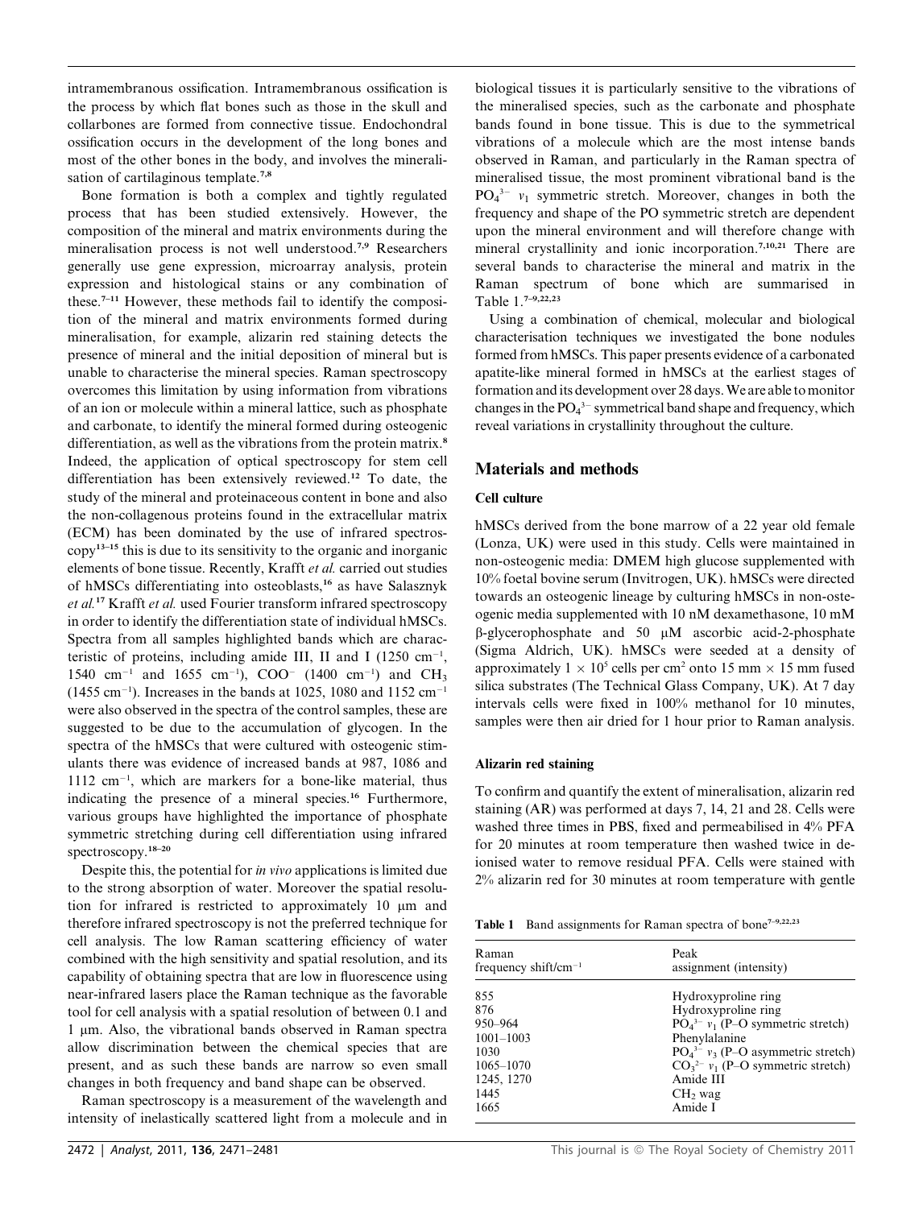intramembranous ossification. Intramembranous ossification is the process by which flat bones such as those in the skull and collarbones are formed from connective tissue. Endochondral ossification occurs in the development of the long bones and most of the other bones in the body, and involves the mineralisation of cartilaginous template.[7,8]

Bone formation is both a complex and tightly regulated process that has been studied extensively. However, the composition of the mineral and matrix environments during the mineralisation process is not well understood.[7,9] Researchers generally use gene expression, microarray analysis, protein expression and histological stains or any combination of these.[7–11] However, these methods fail to identify the composition of the mineral and matrix environments formed during mineralisation, for example, alizarin red staining detects the presence of mineral and the initial deposition of mineral but is unable to characterise the mineral species. Raman spectroscopy overcomes this limitation by using information from vibrations of an ion or molecule within a mineral lattice, such as phosphate and carbonate, to identify the mineral formed during osteogenic differentiation, as well as the vibrations from the protein matrix.[8] Indeed, the application of optical spectroscopy for stem cell differentiation has been extensively reviewed.[12] To date, the study of the mineral and proteinaceous content in bone and also the non-collagenous proteins found in the extracellular matrix (ECM) has been dominated by the use of infrared spectroscopy[13–15] this is due to its sensitivity to the organic and inorganic elements of bone tissue. Recently, Krafft *et al.* carried out studies of hMSCs differentiating into osteoblasts,[16] as have Salasznyk *et al.*[17] Krafft *et al.* used Fourier transform infrared spectroscopy in order to identify the differentiation state of individual hMSCs. Spectra from all samples highlighted bands which are characteristic of proteins, including amide III, II and I (1250 $cm^{-1}$, 1540 $cm^{-1}$ and 1655 $cm^{-1}$), $COO^-$ (1400 $cm^{-1}$) and $CH_3$ (1455 $cm^{-1}$). Increases in the bands at 1025, 1080 and 1152 $cm^{-1}$ were also observed in the spectra of the control samples, these are suggested to be due to the accumulation of glycogen. In the spectra of the hMSCs that were cultured with osteogenic stimulants there was evidence of increased bands at 987, 1086 and 1112 $cm^{-1}$, which are markers for a bone-like material, thus indicating the presence of a mineral species.[16] Furthermore, various groups have highlighted the importance of phosphate symmetric stretching during cell differentiation using infrared spectroscopy.[18–20]

Despite this, the potential for *in vivo* applications is limited due to the strong absorption of water. Moreover the spatial resolution for infrared is restricted to approximately 10 μm and therefore infrared spectroscopy is not the preferred technique for cell analysis. The low Raman scattering efficiency of water combined with the high sensitivity and spatial resolution, and its capability of obtaining spectra that are low in fluorescence using near-infrared lasers place the Raman technique as the favorable tool for cell analysis with a spatial resolution of between 0.1 and 1 μm. Also, the vibrational bands observed in Raman spectra allow discrimination between the chemical species that are present, and as such these bands are narrow so even small changes in both frequency and band shape can be observed.

Raman spectroscopy is a measurement of the wavelength and intensity of inelastically scattered light from a molecule and in biological tissues it is particularly sensitive to the vibrations of the mineralised species, such as the carbonate and phosphate bands found in bone tissue. This is due to the symmetrical vibrations of a molecule which are the most intense bands observed in Raman, and particularly in the Raman spectra of mineralised tissue, the most prominent vibrational band is the $PO_4^{3-}$ $\nu_1$ symmetric stretch. Moreover, changes in both the frequency and shape of the PO symmetric stretch are dependent upon the mineral environment and will therefore change with mineral crystallinity and ionic incorporation.[7,10,21] There are several bands to characterise the mineral and matrix in the Raman spectrum of bone which are summarised in Table 1.[7–9,22,23]

Using a combination of chemical, molecular and biological characterisation techniques we investigated the bone nodules formed from hMSCs. This paper presents evidence of a carbonated apatite-like mineral formed in hMSCs at the earliest stages of formation and its development over 28 days. We are able to monitor changes in the $PO_4^{3-}$ symmetrical band shape and frequency, which reveal variations in crystallinity throughout the culture.

## Materials and methods

### Cell culture

hMSCs derived from the bone marrow of a 22 year old female (Lonza, UK) were used in this study. Cells were maintained in non-osteogenic media: DMEM high glucose supplemented with 10% foetal bovine serum (Invitrogen, UK). hMSCs were directed towards an osteogenic lineage by culturing hMSCs in non-osteogenic media supplemented with 10 nM dexamethasone, 10 mM β-glycerophosphate and 50 μM ascorbic acid-2-phosphate (Sigma Aldrich, UK). hMSCs were seeded at a density of approximately $1 \times 10^5$ cells per $cm^2$ onto 15 mm × 15 mm fused silica substrates (The Technical Glass Company, UK). At 7 day intervals cells were fixed in 100% methanol for 10 minutes, samples were then air dried for 1 hour prior to Raman analysis.

### Alizarin red staining

To confirm and quantify the extent of mineralisation, alizarin red staining (AR) was performed at days 7, 14, 21 and 28. Cells were washed three times in PBS, fixed and permeabilised in 4% PFA for 20 minutes at room temperature then washed twice in deionised water to remove residual PFA. Cells were stained with 2% alizarin red for 30 minutes at room temperature with gentle

**Table 1** Band assignments for Raman spectra of bone[7–9,22,23]

| Raman frequency shift/$cm^{-1}$ | Peak assignment (intensity) |
|---|---|
| 855 | Hydroxyproline ring |
| 876 | Hydroxyproline ring |
| 950–964 | $PO_4^{3-}$ $\nu_1$ (P–O symmetric stretch) |
| 1001–1003 | Phenylalanine |
| 1030 | $PO_4^{3-}$ $\nu_3$ (P–O asymmetric stretch) |
| 1065–1070 | $CO_3^{2-}$ $\nu_1$ (P–O symmetric stretch) |
| 1245, 1270 | Amide III |
| 1445 | $CH_2$ wag |
| 1665 | Amide I |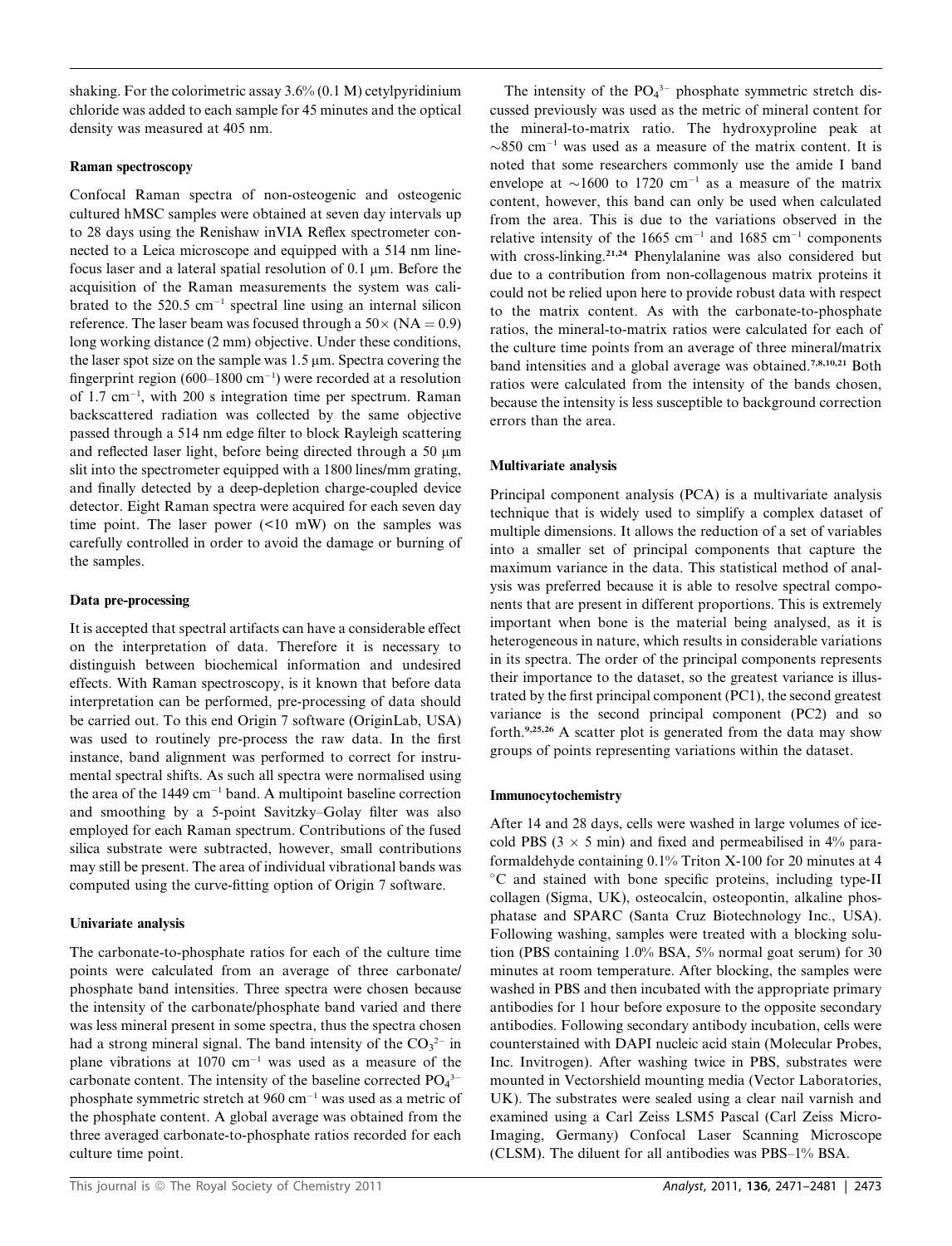shaking. For the colorimetric assay 3.6% (0.1 M) cetylpyridinium chloride was added to each sample for 45 minutes and the optical density was measured at 405 nm.

### Raman spectroscopy

Confocal Raman spectra of non-osteogenic and osteogenic cultured hMSC samples were obtained at seven day intervals up to 28 days using the Renishaw inVIA Reflex spectrometer connected to a Leica microscope and equipped with a 514 nm line-focus laser and a lateral spatial resolution of 0.1 μm. Before the acquisition of the Raman measurements the system was calibrated to the 520.5 $cm^{-1}$ spectral line using an internal silicon reference. The laser beam was focused through a 50× (NA = 0.9) long working distance (2 mm) objective. Under these conditions, the laser spot size on the sample was 1.5 μm. Spectra covering the fingerprint region (600–1800 $cm^{-1}$) were recorded at a resolution of 1.7 $cm^{-1}$, with 200 s integration time per spectrum. Raman backscattered radiation was collected by the same objective passed through a 514 nm edge filter to block Rayleigh scattering and reflected laser light, before being directed through a 50 μm slit into the spectrometer equipped with a 1800 lines/mm grating, and finally detected by a deep-depletion charge-coupled device detector. Eight Raman spectra were acquired for each seven day time point. The laser power (<10 mW) on the samples was carefully controlled in order to avoid the damage or burning of the samples.

### Data pre-processing

It is accepted that spectral artifacts can have a considerable effect on the interpretation of data. Therefore it is necessary to distinguish between biochemical information and undesired effects. With Raman spectroscopy, is it known that before data interpretation can be performed, pre-processing of data should be carried out. To this end Origin 7 software (OriginLab, USA) was used to routinely pre-process the raw data. In the first instance, band alignment was performed to correct for instrumental spectral shifts. As such all spectra were normalised using the area of the 1449 $cm^{-1}$ band. A multipoint baseline correction and smoothing by a 5-point Savitzky–Golay filter was also employed for each Raman spectrum. Contributions of the fused silica substrate were subtracted, however, small contributions may still be present. The area of individual vibrational bands was computed using the curve-fitting option of Origin 7 software.

### Univariate analysis

The carbonate-to-phosphate ratios for each of the culture time points were calculated from an average of three carbonate/phosphate band intensities. Three spectra were chosen because the intensity of the carbonate/phosphate band varied and there was less mineral present in some spectra, thus the spectra chosen had a strong mineral signal. The band intensity of the $CO_3^{2-}$ in plane vibrations at 1070 $cm^{-1}$ was used as a measure of the carbonate content. The intensity of the baseline corrected $PO_4^{3-}$ phosphate symmetric stretch at 960 $cm^{-1}$ was used as a metric of the phosphate content. A global average was obtained from the three averaged carbonate-to-phosphate ratios recorded for each culture time point.

The intensity of the $PO_4^{3-}$ phosphate symmetric stretch discussed previously was used as the metric of mineral content for the mineral-to-matrix ratio. The hydroxyproline peak at ~850 $cm^{-1}$ was used as a measure of the matrix content. It is noted that some researchers commonly use the amide I band envelope at ~1600 to 1720 $cm^{-1}$ as a measure of the matrix content, however, this band can only be used when calculated from the area. This is due to the variations observed in the relative intensity of the 1665 $cm^{-1}$ and 1685 $cm^{-1}$ components with cross-linking.[21,24] Phenylalanine was also considered but due to a contribution from non-collagenous matrix proteins it could not be relied upon here to provide robust data with respect to the matrix content. As with the carbonate-to-phosphate ratios, the mineral-to-matrix ratios were calculated for each of the culture time points from an average of three mineral/matrix band intensities and a global average was obtained.[7,8,10,21] Both ratios were calculated from the intensity of the bands chosen, because the intensity is less susceptible to background correction errors than the area.

### Multivariate analysis

Principal component analysis (PCA) is a multivariate analysis technique that is widely used to simplify a complex dataset of multiple dimensions. It allows the reduction of a set of variables into a smaller set of principal components that capture the maximum variance in the data. This statistical method of analysis was preferred because it is able to resolve spectral components that are present in different proportions. This is extremely important when bone is the material being analysed, as it is heterogeneous in nature, which results in considerable variations in its spectra. The order of the principal components represents their importance to the dataset, so the greatest variance is illustrated by the first principal component (PC1), the second greatest variance is the second principal component (PC2) and so forth.[9,25,26] A scatter plot is generated from the data may show groups of points representing variations within the dataset.

### Immunocytochemistry

After 14 and 28 days, cells were washed in large volumes of ice-cold PBS (3 × 5 min) and fixed and permeabilised in 4% paraformaldehyde containing 0.1% Triton X-100 for 20 minutes at 4 °C and stained with bone specific proteins, including type-II collagen (Sigma, UK), osteocalcin, osteopontin, alkaline phosphatase and SPARC (Santa Cruz Biotechnology Inc., USA). Following washing, samples were treated with a blocking solution (PBS containing 1.0% BSA, 5% normal goat serum) for 30 minutes at room temperature. After blocking, the samples were washed in PBS and then incubated with the appropriate primary antibodies for 1 hour before exposure to the opposite secondary antibodies. Following secondary antibody incubation, cells were counterstained with DAPI nucleic acid stain (Molecular Probes, Inc. Invitrogen). After washing twice in PBS, substrates were mounted in Vectorshield mounting media (Vector Laboratories, UK). The substrates were sealed using a clear nail varnish and examined using a Carl Zeiss LSM5 Pascal (Carl Zeiss Micro-Imaging, Germany) Confocal Laser Scanning Microscope (CLSM). The diluent for all antibodies was PBS–1% BSA.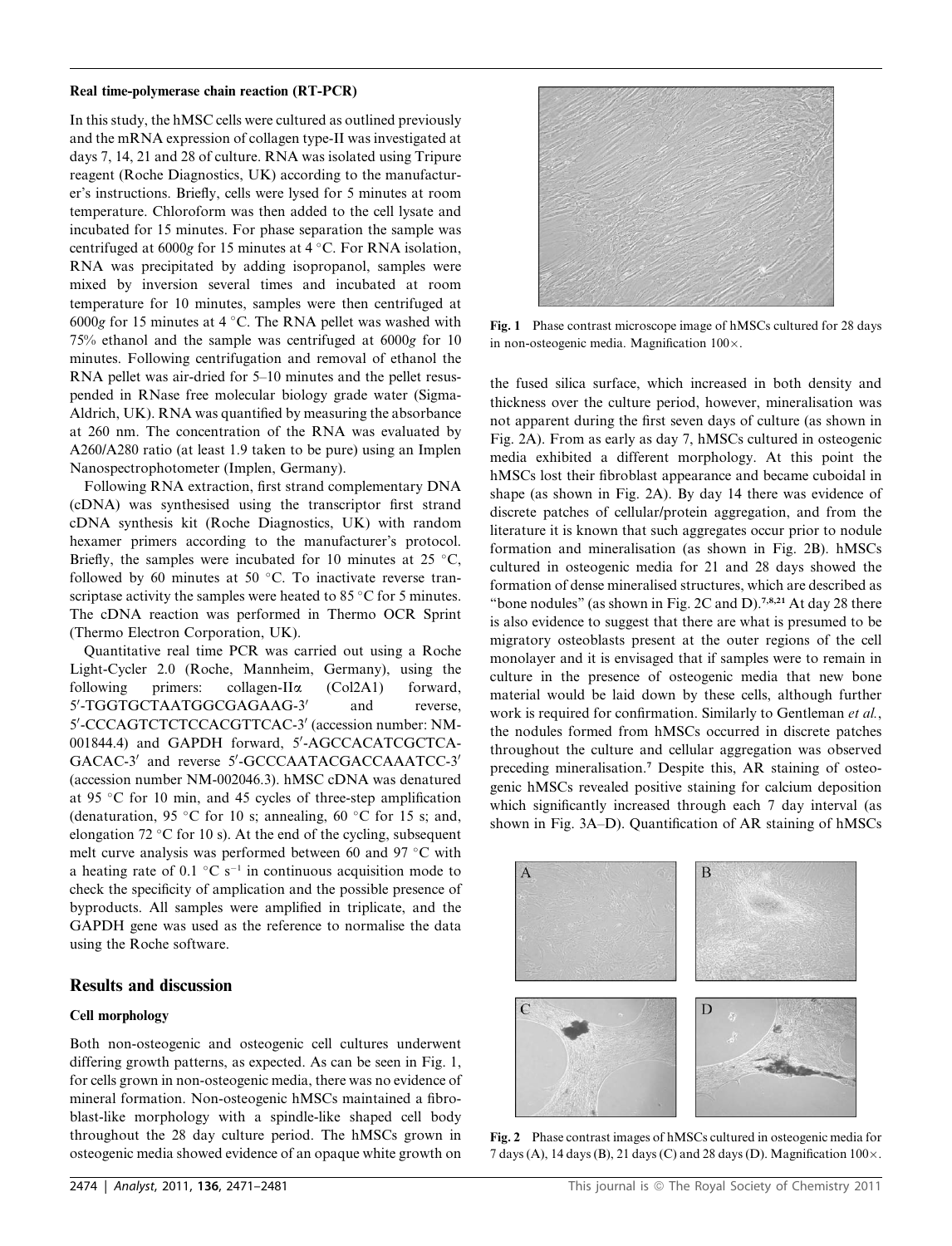#### Real time-polymerase chain reaction (RT-PCR)

In this study, the hMSC cells were cultured as outlined previously and the mRNA expression of collagen type-II was investigated at days 7, 14, 21 and 28 of culture. RNA was isolated using Tripure reagent (Roche Diagnostics, UK) according to the manufacturer's instructions. Briefly, cells were lysed for 5 minutes at room temperature. Chloroform was then added to the cell lysate and incubated for 15 minutes. For phase separation the sample was centrifuged at 6000*g* for 15 minutes at 4 °C. For RNA isolation, RNA was precipitated by adding isopropanol, samples were mixed by inversion several times and incubated at room temperature for 10 minutes, samples were then centrifuged at 6000*g* for 15 minutes at 4 °C. The RNA pellet was washed with 75% ethanol and the sample was centrifuged at 6000*g* for 10 minutes. Following centrifugation and removal of ethanol the RNA pellet was air-dried for 5–10 minutes and the pellet resuspended in RNase free molecular biology grade water (Sigma-Aldrich, UK). RNA was quantified by measuring the absorbance at 260 nm. The concentration of the RNA was evaluated by A260/A280 ratio (at least 1.9 taken to be pure) using an Implen Nanospectrophotometer (Implen, Germany).

Following RNA extraction, first strand complementary DNA (cDNA) was synthesised using the transcriptor first strand cDNA synthesis kit (Roche Diagnostics, UK) with random hexamer primers according to the manufacturer's protocol. Briefly, the samples were incubated for 10 minutes at 25 °C, followed by 60 minutes at 50 °C. To inactivate reverse transcriptase activity the samples were heated to 85 °C for 5 minutes. The cDNA reaction was performed in Thermo OCR Sprint (Thermo Electron Corporation, UK).

Quantitative real time PCR was carried out using a Roche Light-Cycler 2.0 (Roche, Mannheim, Germany), using the following primers: collagen-II$\alpha$ (Col2A1) forward, 5′-TGGTGCTAATGGCGAGAAG-3′ and reverse, 5′-CCCAGTCTCTCCACGTTCAC-3′ (accession number: NM-001844.4) and GAPDH forward, 5′-AGCCACATCGCTCAGACAC-3′ and reverse 5′-GCCCAATACGACCAAATCC-3′ (accession number NM-002046.3). hMSC cDNA was denatured at 95 °C for 10 min, and 45 cycles of three-step amplification (denaturation, 95 °C for 10 s; annealing, 60 °C for 15 s; and, elongation 72 °C for 10 s). At the end of the cycling, subsequent melt curve analysis was performed between 60 and 97 °C with a heating rate of 0.1 °C $s^{-1}$ in continuous acquisition mode to check the specificity of amplication and the possible presence of byproducts. All samples were amplified in triplicate, and the GAPDH gene was used as the reference to normalise the data using the Roche software.

## Results and discussion

#### Cell morphology

Both non-osteogenic and osteogenic cell cultures underwent differing growth patterns, as expected. As can be seen in Fig. 1, for cells grown in non-osteogenic media, there was no evidence of mineral formation. Non-osteogenic hMSCs maintained a fibroblast-like morphology with a spindle-like shaped cell body throughout the 28 day culture period. The hMSCs grown in osteogenic media showed evidence of an opaque white growth on the fused silica surface, which increased in both density and thickness over the culture period, however, mineralisation was not apparent during the first seven days of culture (as shown in Fig. 2A). From as early as day 7, hMSCs cultured in osteogenic media exhibited a different morphology. At this point the hMSCs lost their fibroblast appearance and became cuboidal in shape (as shown in Fig. 2A). By day 14 there was evidence of discrete patches of cellular/protein aggregation, and from the literature it is known that such aggregates occur prior to nodule formation and mineralisation (as shown in Fig. 2B). hMSCs cultured in osteogenic media for 21 and 28 days showed the formation of dense mineralised structures, which are described as "bone nodules" (as shown in Fig. 2C and D).[7,8,21] At day 28 there is also evidence to suggest that there are what is presumed to be migratory osteoblasts present at the outer regions of the cell monolayer and it is envisaged that if samples were to remain in culture in the presence of osteogenic media that new bone material would be laid down by these cells, although further work is required for confirmation. Similarly to Gentleman *et al.*, the nodules formed from hMSCs occurred in discrete patches throughout the culture and cellular aggregation was observed preceding mineralisation.[7] Despite this, AR staining of osteogenic hMSCs revealed positive staining for calcium deposition which significantly increased through each 7 day interval (as shown in Fig. 3A–D). Quantification of AR staining of hMSCs

**Fig. 1** Phase contrast microscope image of hMSCs cultured for 28 days in non-osteogenic media. Magnification 100×.

**Fig. 2** Phase contrast images of hMSCs cultured in osteogenic media for 7 days (A), 14 days (B), 21 days (C) and 28 days (D). Magnification 100×.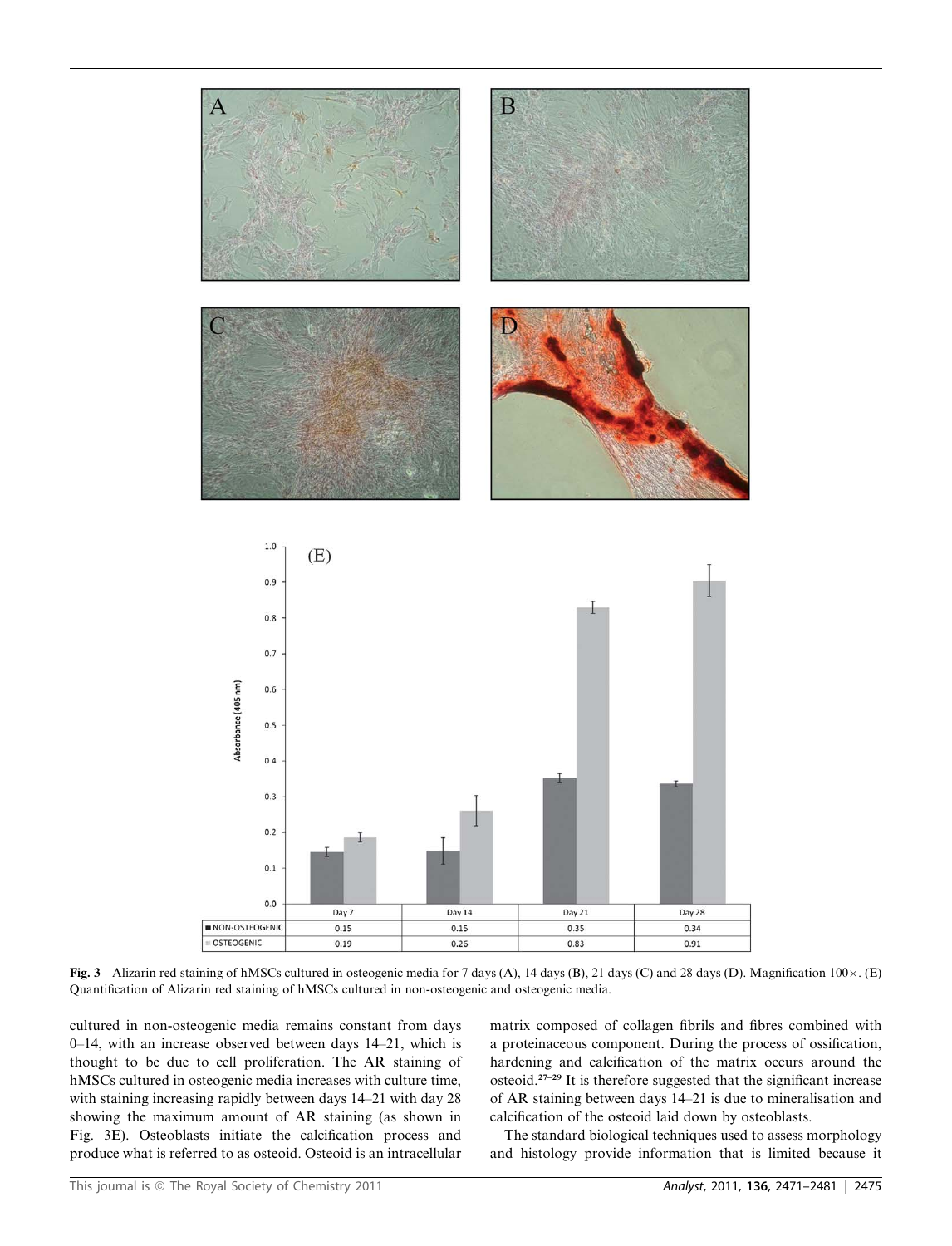| | Day 7 | Day 14 | Day 21 | Day 28 |
|---|---|---|---|---|
| NON-OSTEOGENIC | 0.15 | 0.15 | 0.35 | 0.34 |
| OSTEOGENIC | 0.19 | 0.26 | 0.83 | 0.91 |

**Fig. 3** Alizarin red staining of hMSCs cultured in osteogenic media for 7 days (A), 14 days (B), 21 days (C) and 28 days (D). Magnification 100×. (E) Quantification of Alizarin red staining of hMSCs cultured in non-osteogenic and osteogenic media.

cultured in non-osteogenic media remains constant from days 0–14, with an increase observed between days 14–21, which is thought to be due to cell proliferation. The AR staining of hMSCs cultured in osteogenic media increases with culture time, with staining increasing rapidly between days 14–21 with day 28 showing the maximum amount of AR staining (as shown in Fig. 3E). Osteoblasts initiate the calcification process and produce what is referred to as osteoid. Osteoid is an intracellular matrix composed of collagen fibrils and fibres combined with a proteinaceous component. During the process of ossification, hardening and calcification of the matrix occurs around the osteoid.[27–29] It is therefore suggested that the significant increase of AR staining between days 14–21 is due to mineralisation and calcification of the osteoid laid down by osteoblasts.

The standard biological techniques used to assess morphology and histology provide information that is limited because it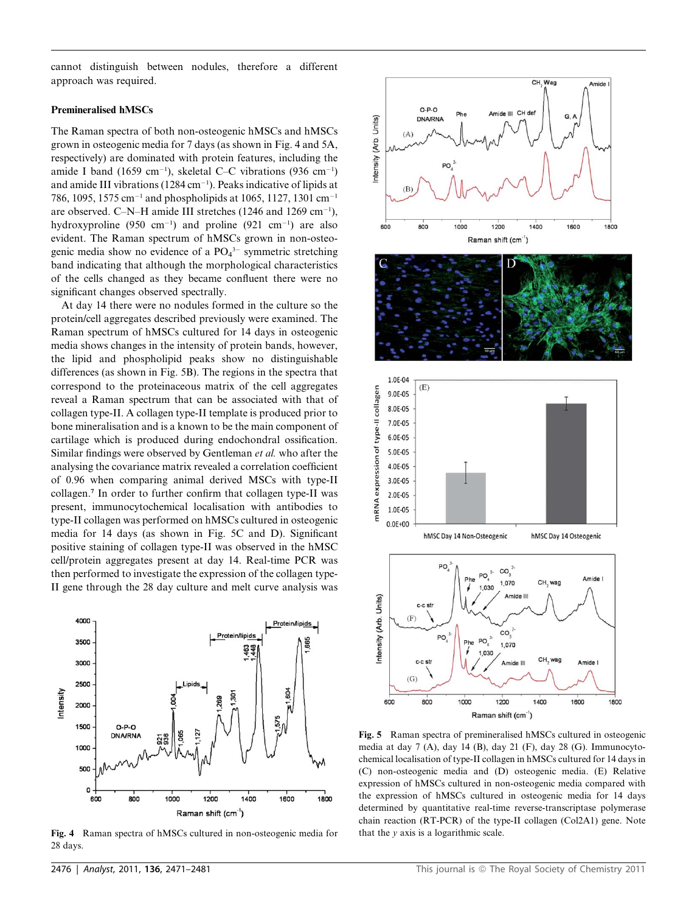cannot distinguish between nodules, therefore a different approach was required.

### Premineralised hMSCs

The Raman spectra of both non-osteogenic hMSCs and hMSCs grown in osteogenic media for 7 days (as shown in Fig. 4 and 5A, respectively) are dominated with protein features, including the amide I band (1659 cm$^{-1}$), skeletal C–C vibrations (936 cm$^{-1}$) and amide III vibrations (1284 cm$^{-1}$). Peaks indicative of lipids at 786, 1095, 1575 cm$^{-1}$ and phospholipids at 1065, 1127, 1301 cm$^{-1}$ are observed. C–N–H amide III stretches (1246 and 1269 cm$^{-1}$), hydroxyproline (950 cm$^{-1}$) and proline (921 cm$^{-1}$) are also evident. The Raman spectrum of hMSCs grown in non-osteogenic media show no evidence of a $PO_4^{3-}$ symmetric stretching band indicating that although the morphological characteristics of the cells changed as they became confluent there were no significant changes observed spectrally.

At day 14 there were no nodules formed in the culture so the protein/cell aggregates described previously were examined. The Raman spectrum of hMSCs cultured for 14 days in osteogenic media shows changes in the intensity of protein bands, however, the lipid and phospholipid peaks show no distinguishable differences (as shown in Fig. 5B). The regions in the spectra that correspond to the proteinaceous matrix of the cell aggregates reveal a Raman spectrum that can be associated with that of collagen type-II. A collagen type-II template is produced prior to bone mineralisation and is a known to be the main component of cartilage which is produced during endochondral ossification. Similar findings were observed by Gentleman *et al.* who after the analysing the covariance matrix revealed a correlation coefficient of 0.96 when comparing animal derived MSCs with type-II collagen.[7] In order to further confirm that collagen type-II was present, immunocytochemical localisation with antibodies to type-II collagen was performed on hMSCs cultured in osteogenic media for 14 days (as shown in Fig. 5C and D). Significant positive staining of collagen type-II was observed in the hMSC cell/protein aggregates present at day 14. Real-time PCR was then performed to investigate the expression of the collagen type-II gene through the 28 day culture and melt curve analysis was

Fig. 4 Raman spectra of hMSCs cultured in non-osteogenic media for 28 days.

Fig. 5 Raman spectra of premineralised hMSCs cultured in osteogenic media at day 7 (A), day 14 (B), day 21 (F), day 28 (G). Immunocytochemical localisation of type-II collagen in hMSCs cultured for 14 days in (C) non-osteogenic media and (D) osteogenic media. (E) Relative expression of hMSCs cultured in non-osteogenic media compared with the expression of hMSCs cultured in osteogenic media for 14 days determined by quantitative real-time reverse-transcriptase polymerase chain reaction (RT-PCR) of the type-II collagen (Col2A1) gene. Note that the *y* axis is a logarithmic scale.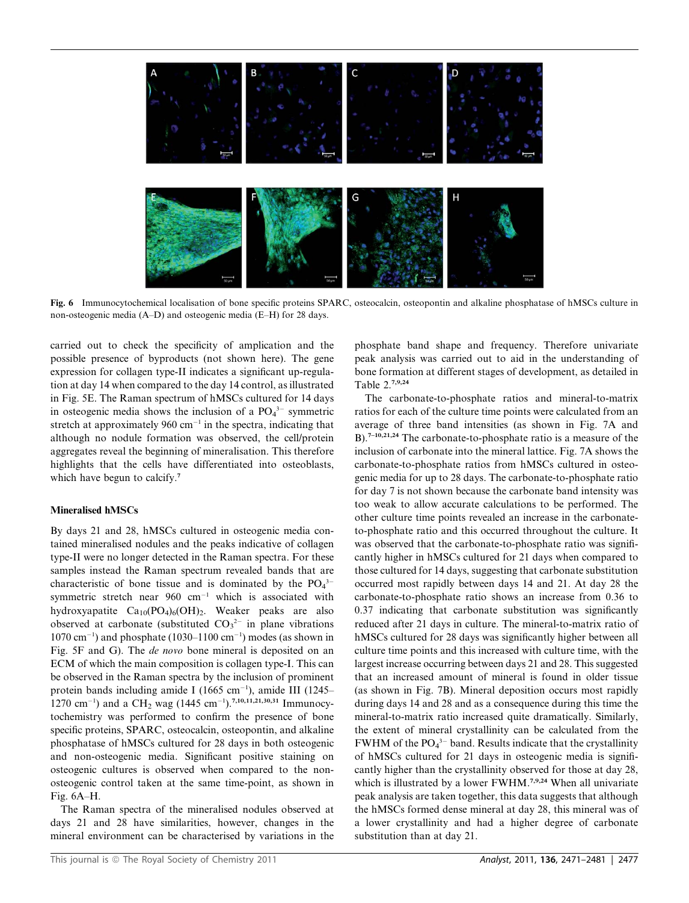Fig. 6 Immunocytochemical localisation of bone specific proteins SPARC, osteocalcin, osteopontin and alkaline phosphatase of hMSCs culture in non-osteogenic media (A–D) and osteogenic media (E–H) for 28 days.

carried out to check the specificity of amplication and the possible presence of byproducts (not shown here). The gene expression for collagen type-II indicates a significant up-regulation at day 14 when compared to the day 14 control, as illustrated in Fig. 5E. The Raman spectrum of hMSCs cultured for 14 days in osteogenic media shows the inclusion of a $PO_4^{3-}$ symmetric stretch at approximately 960 $cm^{-1}$ in the spectra, indicating that although no nodule formation was observed, the cell/protein aggregates reveal the beginning of mineralisation. This therefore highlights that the cells have differentiated into osteoblasts, which have begun to calcify.[7]

### Mineralised hMSCs

By days 21 and 28, hMSCs cultured in osteogenic media contained mineralised nodules and the peaks indicative of collagen type-II were no longer detected in the Raman spectra. For these samples instead the Raman spectrum revealed bands that are characteristic of bone tissue and is dominated by the $PO_4^{3-}$ symmetric stretch near 960 $cm^{-1}$ which is associated with hydroxyapatite $Ca_{10}(PO_4)_6(OH)_2$. Weaker peaks are also observed at carbonate (substituted $CO_3^{2-}$ in plane vibrations 1070 $cm^{-1}$) and phosphate (1030–1100 $cm^{-1}$) modes (as shown in Fig. 5F and G). The *de novo* bone mineral is deposited on an ECM of which the main composition is collagen type-I. This can be observed in the Raman spectra by the inclusion of prominent protein bands including amide I (1665 $cm^{-1}$), amide III (1245–1270 $cm^{-1}$) and a $CH_2$ wag (1445 $cm^{-1}$).[7,10,11,21,30,31] Immunocytochemistry was performed to confirm the presence of bone specific proteins, SPARC, osteocalcin, osteopontin, and alkaline phosphatase of hMSCs cultured for 28 days in both osteogenic and non-osteogenic media. Significant positive staining on osteogenic cultures is observed when compared to the non-osteogenic control taken at the same time-point, as shown in Fig. 6A–H.

The Raman spectra of the mineralised nodules observed at days 21 and 28 have similarities, however, changes in the mineral environment can be characterised by variations in the phosphate band shape and frequency. Therefore univariate peak analysis was carried out to aid in the understanding of bone formation at different stages of development, as detailed in Table 2.[7,9,24]

The carbonate-to-phosphate ratios and mineral-to-matrix ratios for each of the culture time points were calculated from an average of three band intensities (as shown in Fig. 7A and B).[7–10,21,24] The carbonate-to-phosphate ratio is a measure of the inclusion of carbonate into the mineral lattice. Fig. 7A shows the carbonate-to-phosphate ratios from hMSCs cultured in osteogenic media for up to 28 days. The carbonate-to-phosphate ratio for day 7 is not shown because the carbonate band intensity was too weak to allow accurate calculations to be performed. The other culture time points revealed an increase in the carbonate-to-phosphate ratio and this occurred throughout the culture. It was observed that the carbonate-to-phosphate ratio was significantly higher in hMSCs cultured for 21 days when compared to those cultured for 14 days, suggesting that carbonate substitution occurred most rapidly between days 14 and 21. At day 28 the carbonate-to-phosphate ratio shows an increase from 0.36 to 0.37 indicating that carbonate substitution was significantly reduced after 21 days in culture. The mineral-to-matrix ratio of hMSCs cultured for 28 days was significantly higher between all culture time points and this increased with culture time, with the largest increase occurring between days 21 and 28. This suggested that an increased amount of mineral is found in older tissue (as shown in Fig. 7B). Mineral deposition occurs most rapidly during days 14 and 28 and as a consequence during this time the mineral-to-matrix ratio increased quite dramatically. Similarly, the extent of mineral crystallinity can be calculated from the FWHM of the $PO_4^{3-}$ band. Results indicate that the crystallinity of hMSCs cultured for 21 days in osteogenic media is significantly higher than the crystallinity observed for those at day 28, which is illustrated by a lower FWHM.[7,9,24] When all univariate peak analysis are taken together, this data suggests that although the hMSCs formed dense mineral at day 28, this mineral was of a lower crystallinity and had a higher degree of carbonate substitution than at day 21.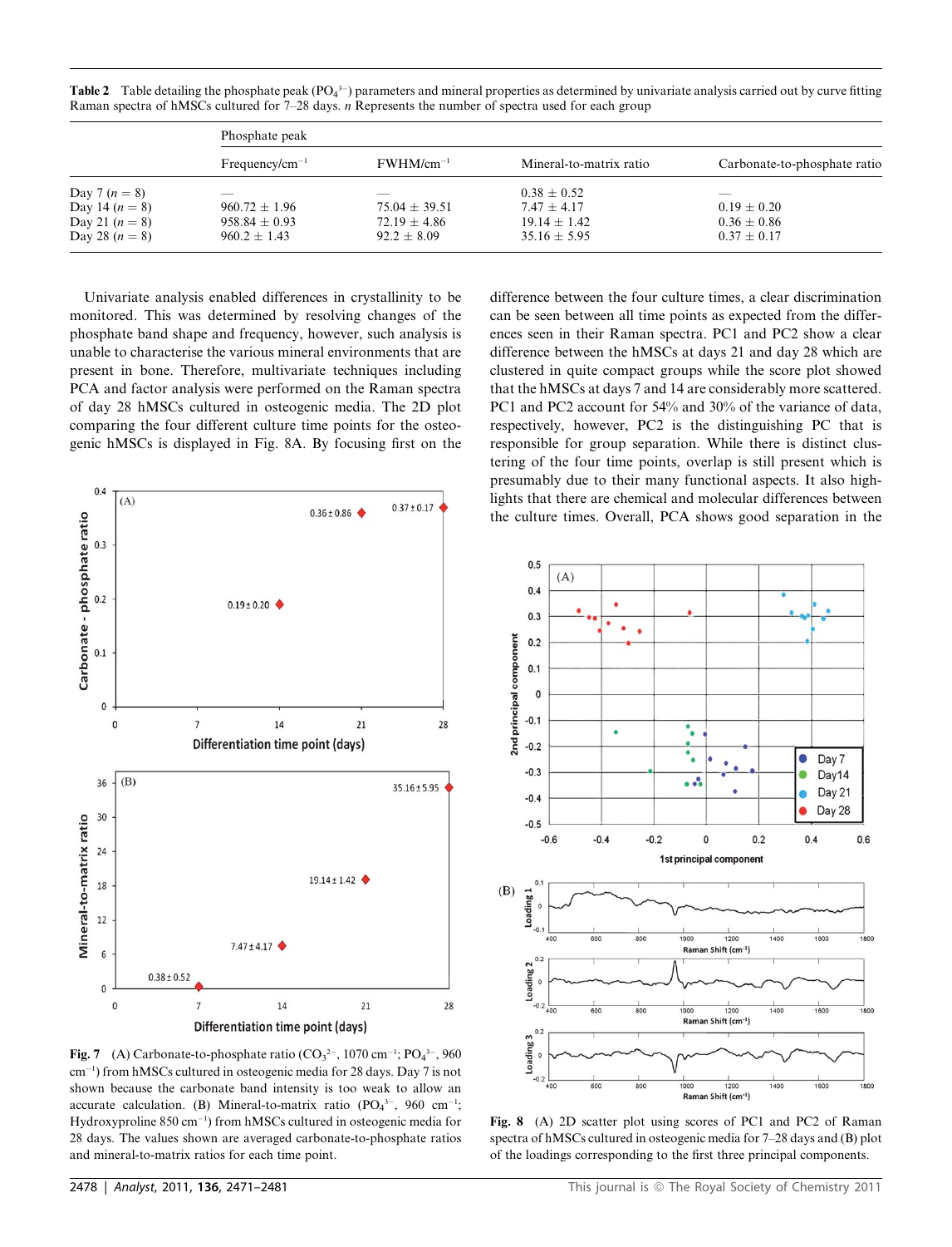**Table 2** Table detailing the phosphate peak ($PO_4^{3-}$) parameters and mineral properties as determined by univariate analysis carried out by curve fitting Raman spectra of hMSCs cultured for 7–28 days. *n* Represents the number of spectra used for each group

| | Phosphate peak | | | |
|---|---|---|---|---|
| | Frequency/cm$^{-1}$ | FWHM/cm$^{-1}$ | Mineral-to-matrix ratio | Carbonate-to-phosphate ratio |
| Day 7 ($n$ = 8) | — | — | 0.38 ± 0.52 | — |
| Day 14 ($n$ = 8) | 960.72 ± 1.96 | 75.04 ± 39.51 | 7.47 ± 4.17 | 0.19 ± 0.20 |
| Day 21 ($n$ = 8) | 958.84 ± 0.93 | 72.19 ± 4.86 | 19.14 ± 1.42 | 0.36 ± 0.86 |
| Day 28 ($n$ = 8) | 960.2 ± 1.43 | 92.2 ± 8.09 | 35.16 ± 5.95 | 0.37 ± 0.17 |

Univariate analysis enabled differences in crystallinity to be monitored. This was determined by resolving changes of the phosphate band shape and frequency, however, such analysis is unable to characterise the various mineral environments that are present in bone. Therefore, multivariate techniques including PCA and factor analysis were performed on the Raman spectra of day 28 hMSCs cultured in osteogenic media. The 2D plot comparing the four different culture time points for the osteogenic hMSCs is displayed in Fig. 8A. By focusing first on the difference between the four culture times, a clear discrimination can be seen between all time points as expected from the differences seen in their Raman spectra. PC1 and PC2 show a clear difference between the hMSCs at days 21 and day 28 which are clustered in quite compact groups while the score plot showed that the hMSCs at days 7 and 14 are considerably more scattered. PC1 and PC2 account for 54% and 30% of the variance of data, respectively, however, PC2 is the distinguishing PC that is responsible for group separation. While there is distinct clustering of the four time points, overlap is still present which is presumably due to their many functional aspects. It also highlights that there are chemical and molecular differences between the culture times. Overall, PCA shows good separation in the

**Fig. 7** (A) Carbonate-to-phosphate ratio ($CO_3^{2-}$, 1070 cm$^{-1}$; $PO_4^{3-}$, 960 cm$^{-1}$) from hMSCs cultured in osteogenic media for 28 days. Day 7 is not shown because the carbonate band intensity is too weak to allow an accurate calculation. (B) Mineral-to-matrix ratio ($PO_4^{3-}$, 960 cm$^{-1}$; Hydroxyproline 850 cm$^{-1}$) from hMSCs cultured in osteogenic media for 28 days. The values shown are averaged carbonate-to-phosphate ratios and mineral-to-matrix ratios for each time point.

**Fig. 8** (A) 2D scatter plot using scores of PC1 and PC2 of Raman spectra of hMSCs cultured in osteogenic media for 7–28 days and (B) plot of the loadings corresponding to the first three principal components.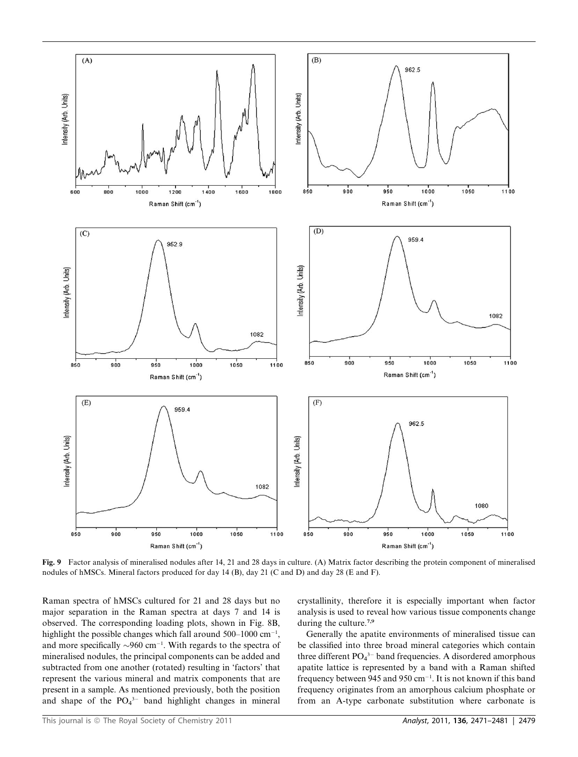**Fig. 9** Factor analysis of mineralised nodules after 14, 21 and 28 days in culture. (A) Matrix factor describing the protein component of mineralised nodules of hMSCs. Mineral factors produced for day 14 (B), day 21 (C and D) and day 28 (E and F).

Raman spectra of hMSCs cultured for 21 and 28 days but no major separation in the Raman spectra at days 7 and 14 is observed. The corresponding loading plots, shown in Fig. 8B, highlight the possible changes which fall around 500–1000 cm$^{-1}$, and more specifically ~960 cm$^{-1}$. With regards to the spectra of mineralised nodules, the principal components can be added and subtracted from one another (rotated) resulting in 'factors' that represent the various mineral and matrix components that are present in a sample. As mentioned previously, both the position and shape of the $PO_4^{3-}$ band highlight changes in mineral crystallinity, therefore it is especially important when factor analysis is used to reveal how various tissue components change during the culture.[7,9]

Generally the apatite environments of mineralised tissue can be classified into three broad mineral categories which contain three different $PO_4^{3-}$ band frequencies. A disordered amorphous apatite lattice is represented by a band with a Raman shifted frequency between 945 and 950 cm$^{-1}$. It is not known if this band frequency originates from an amorphous calcium phosphate or from an A-type carbonate substitution where carbonate is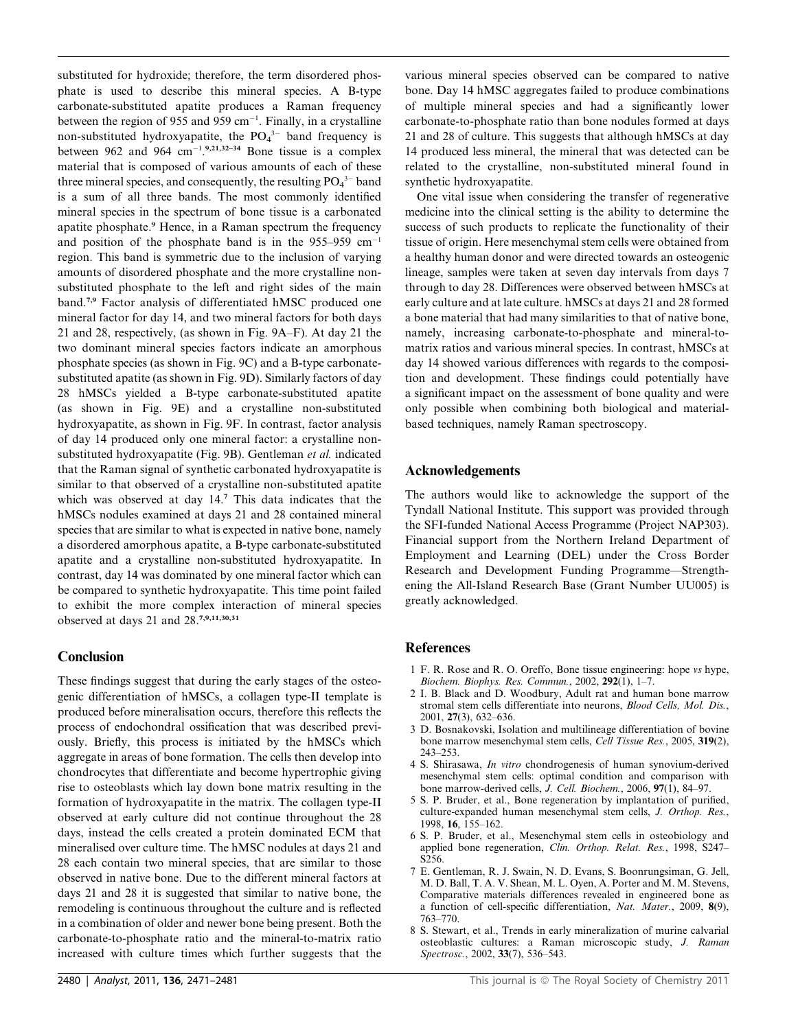substituted for hydroxide; therefore, the term disordered phosphate is used to describe this mineral species. A B-type carbonate-substituted apatite produces a Raman frequency between the region of 955 and 959 $cm^{-1}$. Finally, in a crystalline non-substituted hydroxyapatite, the $PO_4^{3-}$ band frequency is between 962 and 964 $cm^{-1}$.[9,21,32–34] Bone tissue is a complex material that is composed of various amounts of each of these three mineral species, and consequently, the resulting $PO_4^{3-}$ band is a sum of all three bands. The most commonly identified mineral species in the spectrum of bone tissue is a carbonated apatite phosphate.[9] Hence, in a Raman spectrum the frequency and position of the phosphate band is in the 955–959 $cm^{-1}$ region. This band is symmetric due to the inclusion of varying amounts of disordered phosphate and the more crystalline non-substituted phosphate to the left and right sides of the main band.[7,9] Factor analysis of differentiated hMSC produced one mineral factor for day 14, and two mineral factors for both days 21 and 28, respectively, (as shown in Fig. 9A–F). At day 21 the two dominant mineral species factors indicate an amorphous phosphate species (as shown in Fig. 9C) and a B-type carbonate-substituted apatite (as shown in Fig. 9D). Similarly factors of day 28 hMSCs yielded a B-type carbonate-substituted apatite (as shown in Fig. 9E) and a crystalline non-substituted hydroxyapatite, as shown in Fig. 9F. In contrast, factor analysis of day 14 produced only one mineral factor: a crystalline non-substituted hydroxyapatite (Fig. 9B). Gentleman *et al.* indicated that the Raman signal of synthetic carbonated hydroxyapatite is similar to that observed of a crystalline non-substituted apatite which was observed at day 14.[7] This data indicates that the hMSCs nodules examined at days 21 and 28 contained mineral species that are similar to what is expected in native bone, namely a disordered amorphous apatite, a B-type carbonate-substituted apatite and a crystalline non-substituted hydroxyapatite. In contrast, day 14 was dominated by one mineral factor which can be compared to synthetic hydroxyapatite. This time point failed to exhibit the more complex interaction of mineral species observed at days 21 and 28.[7,9,11,30,31]

## Conclusion

These findings suggest that during the early stages of the osteogenic differentiation of hMSCs, a collagen type-II template is produced before mineralisation occurs, therefore this reflects the process of endochondral ossification that was described previously. Briefly, this process is initiated by the hMSCs which aggregate in areas of bone formation. The cells then develop into chondrocytes that differentiate and become hypertrophic giving rise to osteoblasts which lay down bone matrix resulting in the formation of hydroxyapatite in the matrix. The collagen type-II observed at early culture did not continue throughout the 28 days, instead the cells created a protein dominated ECM that mineralised over culture time. The hMSC nodules at days 21 and 28 each contain two mineral species, that are similar to those observed in native bone. Due to the different mineral factors at days 21 and 28 it is suggested that similar to native bone, the remodeling is continuous throughout the culture and is reflected in a combination of older and newer bone being present. Both the carbonate-to-phosphate ratio and the mineral-to-matrix ratio increased with culture times which further suggests that the various mineral species observed can be compared to native bone. Day 14 hMSC aggregates failed to produce combinations of multiple mineral species and had a significantly lower carbonate-to-phosphate ratio than bone nodules formed at days 21 and 28 of culture. This suggests that although hMSCs at day 14 produced less mineral, the mineral that was detected can be related to the crystalline, non-substituted mineral found in synthetic hydroxyapatite.

One vital issue when considering the transfer of regenerative medicine into the clinical setting is the ability to determine the success of such products to replicate the functionality of their tissue of origin. Here mesenchymal stem cells were obtained from a healthy human donor and were directed towards an osteogenic lineage, samples were taken at seven day intervals from days 7 through to day 28. Differences were observed between hMSCs at early culture and at late culture. hMSCs at days 21 and 28 formed a bone material that had many similarities to that of native bone, namely, increasing carbonate-to-phosphate and mineral-to-matrix ratios and various mineral species. In contrast, hMSCs at day 14 showed various differences with regards to the composition and development. These findings could potentially have a significant impact on the assessment of bone quality and were only possible when combining both biological and material-based techniques, namely Raman spectroscopy.

## Acknowledgements

The authors would like to acknowledge the support of the Tyndall National Institute. This support was provided through the SFI-funded National Access Programme (Project NAP303). Financial support from the Northern Ireland Department of Employment and Learning (DEL) under the Cross Border Research and Development Funding Programme—Strengthening the All-Island Research Base (Grant Number UU005) is greatly acknowledged.

## References

1 F. R. Rose and R. O. Oreffo, Bone tissue engineering: hope *vs* hype, *Biochem. Biophys. Res. Commun.*, 2002, **292**(1), 1–7.

2 I. B. Black and D. Woodbury, Adult rat and human bone marrow stromal stem cells differentiate into neurons, *Blood Cells, Mol. Dis.*, 2001, **27**(3), 632–636.

3 D. Bosnakovski, Isolation and multilineage differentiation of bovine bone marrow mesenchymal stem cells, *Cell Tissue Res.*, 2005, **319**(2), 243–253.

4 S. Shirasawa, *In vitro* chondrogenesis of human synovium-derived mesenchymal stem cells: optimal condition and comparison with bone marrow-derived cells, *J. Cell. Biochem.*, 2006, **97**(1), 84–97.

5 S. P. Bruder, et al., Bone regeneration by implantation of purified, culture-expanded human mesenchymal stem cells, *J. Orthop. Res.*, 1998, **16**, 155–162.

6 S. P. Bruder, et al., Mesenchymal stem cells in osteobiology and applied bone regeneration, *Clin. Orthop. Relat. Res.*, 1998, S247–S256.

7 E. Gentleman, R. J. Swain, N. D. Evans, S. Boonrungsiman, G. Jell, M. D. Ball, T. A. V. Shean, M. L. Oyen, A. Porter and M. M. Stevens, Comparative materials differences revealed in engineered bone as a function of cell-specific differentiation, *Nat. Mater.*, 2009, **8**(9), 763–770.

8 S. Stewart, et al., Trends in early mineralization of murine calvarial osteoblastic cultures: a Raman microscopic study, *J. Raman Spectrosc.*, 2002, **33**(7), 536–543.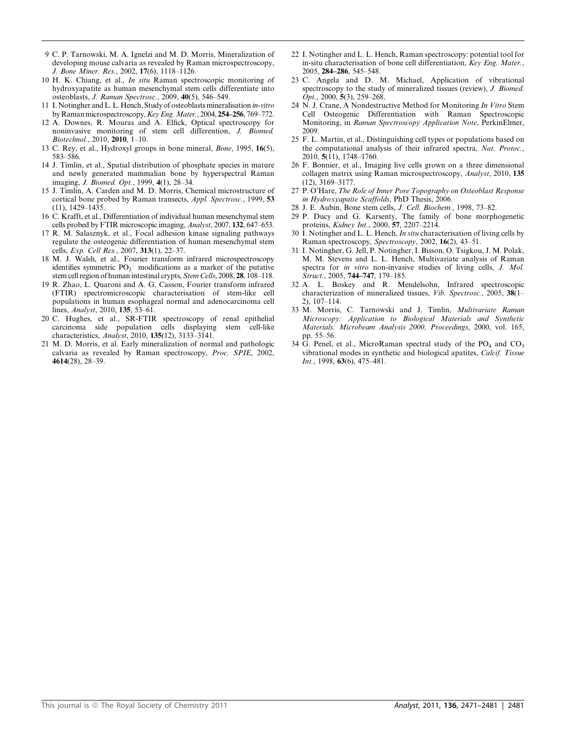9 C. P. Tarnowski, M. A. Ignelzi and M. D. Morris, Mineralization of developing mouse calvaria as revealed by Raman microspectroscopy, *J. Bone Miner. Res.*, 2002, **17**(6), 1118–1126.

10 H. K. Chiang, et al., *In situ* Raman spectroscopic monitoring of hydroxyapatite as human mesenchymal stem cells differentiate into osteoblasts, *J. Raman Spectrosc.*, 2009, **40**(5), 546–549.

11 I. Notingher and L. L. Hench, Study of osteoblasts mineralisation *in-vitro* by Raman microspectroscopy, *Key Eng. Mater.*, 2004, **254–256**, 769–772.

12 A. Downes, R. Mouras and A. Elfick, Optical spectroscopy for noninvasive monitoring of stem cell differention, *J. Biomed. Biotechnol.*, 2010, **2010**, 1–10.

13 C. Rey, et al., Hydroxyl groups in bone mineral, *Bone*, 1995, **16**(5), 583–586.

14 J. Timlin, et al., Spatial distribution of phosphate species in mature and newly generated mammalian bone by hyperspectral Raman imaging, *J. Biomed. Opt.*, 1999, **4**(1), 28–34.

15 J. Timlin, A. Carden and M. D. Morris, Chemical microstructure of cortical bone probed by Raman transects, *Appl. Spectrosc.*, 1999, **53** (11), 1429–1435.

16 C. Krafft, et al., Differentiation of individual human mesenchymal stem cells probed by FTIR microscopic imaging, *Analyst*, 2007, **132**, 647–653.

17 R. M. Salasznyk, et al., Focal adhesion kinase signaling pathways regulate the osteogenic differentiation of human mesenchymal stem cells, *Exp. Cell Res.*, 2007, **313**(1), 22–37.

18 M. J. Walsh, et al., Fourier transform infrared microspectroscopy identifies symmetric $PO_2^-$ modifications as a marker of the putative stem cell region of human intestinal crypts, *Stem Cells*, 2008, **28**, 108–118.

19 R. Zhao, L. Quaroni and A. G. Casson, Fourier transform infrared (FTIR) spectromicroscopic characterisation of stem-like cell populations in human esophageal normal and adenocarcinoma cell lines, *Analyst*, 2010, **135**, 53–61.

20 C. Hughes, et al., SR-FTIR spectroscopy of renal epithelial carcinoma side population cells displaying stem cell-like characteristics, *Analyst*, 2010, **135**(12), 3133–3141.

21 M. D. Morris, et al. Early mineralization of normal and pathologic calvaria as revealed by Raman spectroscopy, *Proc. SPIE*, 2002, **4614**(28), 28–39.

22 I. Notingher and L. L. Hench, Raman spectroscopy: potential tool for in-situ characterisation of bone cell differentiation, *Key Eng. Mater.*, 2005, **284–286**, 545–548.

23 C. Angela and D. M. Michael, Application of vibrational spectroscopy to the study of mineralized tissues (review), *J. Biomed. Opt.*, 2000, **5**(3), 259–268.

24 N. J. Crane, A Nondestructive Method for Monitoring *In Vitro* Stem Cell Osteogenic Differentiation with Raman Spectroscopic Monitoring, in *Raman Spectroscopy Application Note*, PerkinElmer, 2009.

25 F. L. Martin, et al., Distinguishing cell types or populations based on the computational analysis of their infrared spectra, *Nat. Protoc.*, 2010, **5**(11), 1748–1760.

26 F. Bonnier, et al., Imaging live cells grown on a three dimensional collagen matrix using Raman microspectroscopy, *Analyst*, 2010, **135** (12), 3169–3177.

27 P. O'Hare, *The Role of Inner Pore Topography on Osteoblast Response in Hydroxyapaite Scaffolds*, PhD Thesis, 2006.

28 J. E. Aubin, Bone stem cells, *J. Cell. Biochem.*, 1998, 73–82.

29 P. Ducy and G. Karsenty, The family of bone morphogenetic proteins, *Kidney Int.*, 2000, **57**, 2207–2214.

30 I. Notingher and L. L. Hench, *In situ* characterisation of living cells by Raman spectroscopy, *Spectroscopy*, 2002, **16**(2), 43–51.

31 I. Notingher, G. Jell, P. Notingher, I. Bisson, O. Tsigkou, J. M. Polak, M. M. Stevens and L. L. Hench, Multivariate analysis of Raman spectra for *in vitro* non-invasive studies of living cells, *J. Mol. Struct.*, 2005, **744–747**, 179–185.

32 A. L. Boskey and R. Mendelsohn, Infrared spectroscopic characterization of mineralized tissues, *Vib. Spectrosc.*, 2005, **38**(1–2), 107–114.

33 M. Morris, C. Tarnowski and J. Timlin, *Multivariate Raman Microscopy: Application to Biological Materials and Synthetic Materials. Microbeam Analysis 2000, Proceedings*, 2000, vol. 165, pp. 55–56.

34 G. Penel, et al., MicroRaman spectral study of the $PO_4$ and $CO_3$ vibrational modes in synthetic and biological apatites, *Calcif. Tissue Int.*, 1998, **63**(6), 475–481.